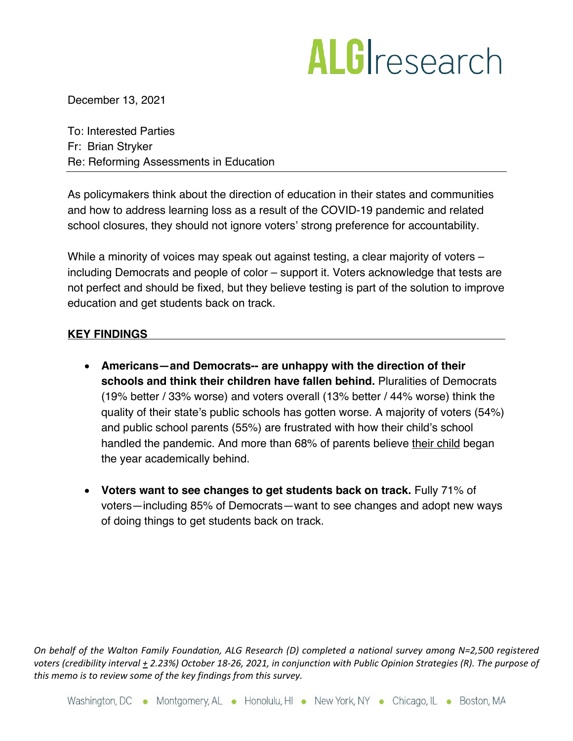# ALG research

December 13, 2021

To: Interested Parties
Fr: Brian Stryker
Re: Reforming Assessments in Education

---

As policymakers think about the direction of education in their states and communities and how to address learning loss as a result of the COVID-19 pandemic and related school closures, they should not ignore voters' strong preference for accountability.

While a minority of voices may speak out against testing, a clear majority of voters – including Democrats and people of color – support it. Voters acknowledge that tests are not perfect and should be fixed, but they believe testing is part of the solution to improve education and get students back on track.

## KEY FINDINGS

- **Americans—and Democrats-- are unhappy with the direction of their schools and think their children have fallen behind.** Pluralities of Democrats (19% better / 33% worse) and voters overall (13% better / 44% worse) think the quality of their state's public schools has gotten worse. A majority of voters (54%) and public school parents (55%) are frustrated with how their child's school handled the pandemic. And more than 68% of parents believe <u>their child</u> began the year academically behind.

- **Voters want to see changes to get students back on track.** Fully 71% of voters—including 85% of Democrats—want to see changes and adopt new ways of doing things to get students back on track.

*On behalf of the Walton Family Foundation, ALG Research (D) completed a national survey among N=2,500 registered voters (credibility interval ± 2.23%) October 18-26, 2021, in conjunction with Public Opinion Strategies (R). The purpose of this memo is to review some of the key findings from this survey.*

Washington, DC • Montgomery, AL • Honolulu, HI • New York, NY • Chicago, IL • Boston, MA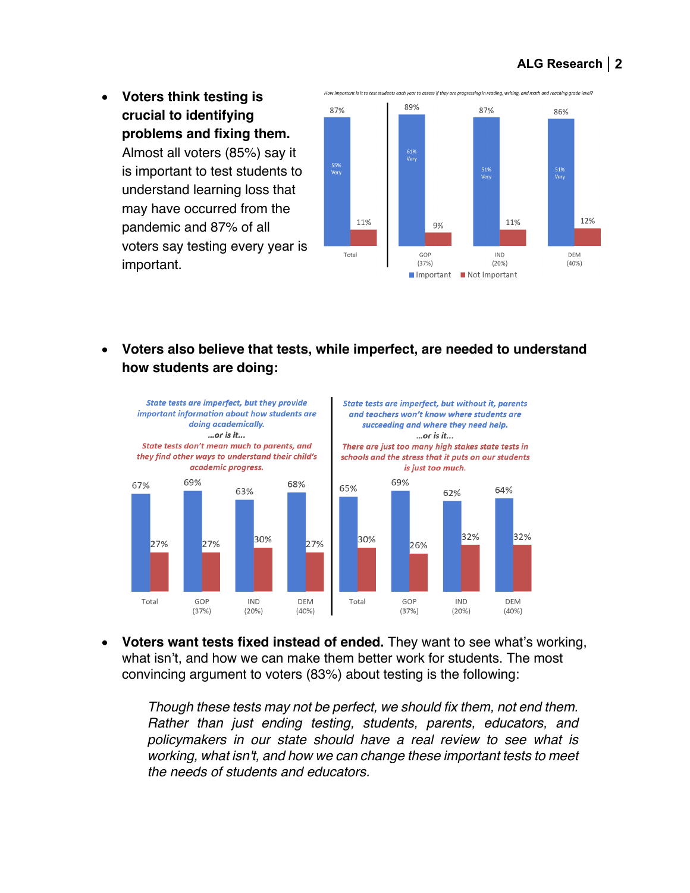- **Voters think testing is crucial to identifying problems and fixing them.** Almost all voters (85%) say it is important to test students to understand learning loss that may have occurred from the pandemic and 87% of all voters say testing every year is important.

*How important is it to test students each year to assess if they are progressing in reading, writing, and math and reaching grade level?*

| | Important | Very | Not Important |
|---|---|---|---|
| Total | 87% | 55% | 11% |
| GOP (37%) | 89% | 61% | 9% |
| IND (20%) | 87% | 51% | 11% |
| DEM (40%) | 86% | 51% | 12% |

- **Voters also believe that tests, while imperfect, are needed to understand how students are doing:**

*State tests are imperfect, but they provide important information about how students are doing academically.*
*...or is it...*
*State tests don't mean much to parents, and they find other ways to understand their child's academic progress.*

| | Imperfect, but important information | Don't mean much |
|---|---|---|
| Total | 67% | 27% |
| GOP (37%) | 69% | 27% |
| IND (20%) | 63% | 30% |
| DEM (40%) | 68% | 27% |

*State tests are imperfect, but without it, parents and teachers won't know where students are succeeding and where they need help.*
*...or is it...*
*There are just too many high stakes state tests in schools and the stress that it puts on our students is just too much.*

| | Imperfect, but needed | Too many / too much stress |
|---|---|---|
| Total | 65% | 30% |
| GOP (37%) | 69% | 26% |
| IND (20%) | 62% | 32% |
| DEM (40%) | 64% | 32% |

- **Voters want tests fixed instead of ended.** They want to see what's working, what isn't, and how we can make them better work for students. The most convincing argument to voters (83%) about testing is the following:

> *Though these tests may not be perfect, we should fix them, not end them. Rather than just ending testing, students, parents, educators, and policymakers in our state should have a real review to see what is working, what isn't, and how we can change these important tests to meet the needs of students and educators.*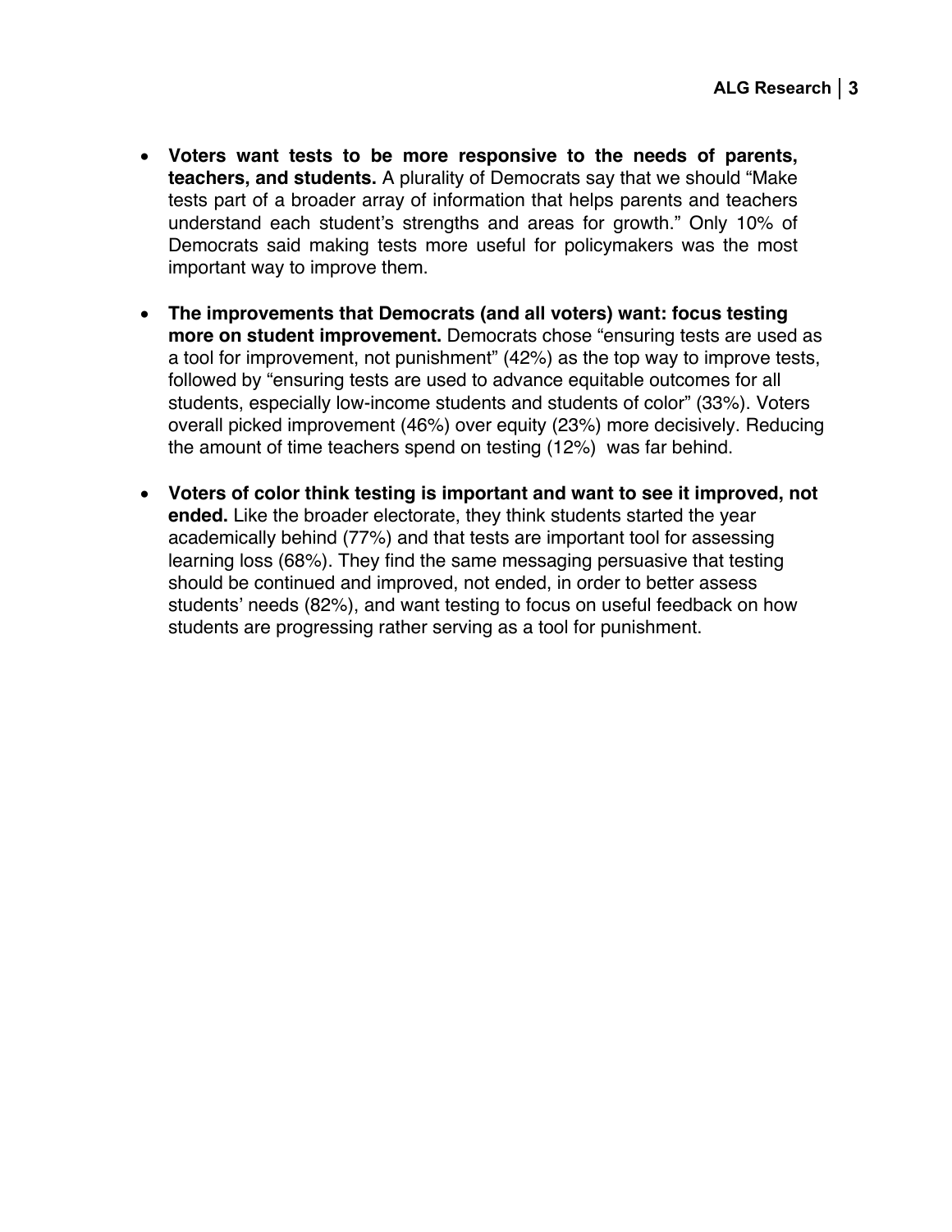- **Voters want tests to be more responsive to the needs of parents, teachers, and students.** A plurality of Democrats say that we should "Make tests part of a broader array of information that helps parents and teachers understand each student's strengths and areas for growth." Only 10% of Democrats said making tests more useful for policymakers was the most important way to improve them.

- **The improvements that Democrats (and all voters) want: focus testing more on student improvement.** Democrats chose "ensuring tests are used as a tool for improvement, not punishment" (42%) as the top way to improve tests, followed by "ensuring tests are used to advance equitable outcomes for all students, especially low-income students and students of color" (33%). Voters overall picked improvement (46%) over equity (23%) more decisively. Reducing the amount of time teachers spend on testing (12%) was far behind.

- **Voters of color think testing is important and want to see it improved, not ended.** Like the broader electorate, they think students started the year academically behind (77%) and that tests are important tool for assessing learning loss (68%). They find the same messaging persuasive that testing should be continued and improved, not ended, in order to better assess students' needs (82%), and want testing to focus on useful feedback on how students are progressing rather serving as a tool for punishment.